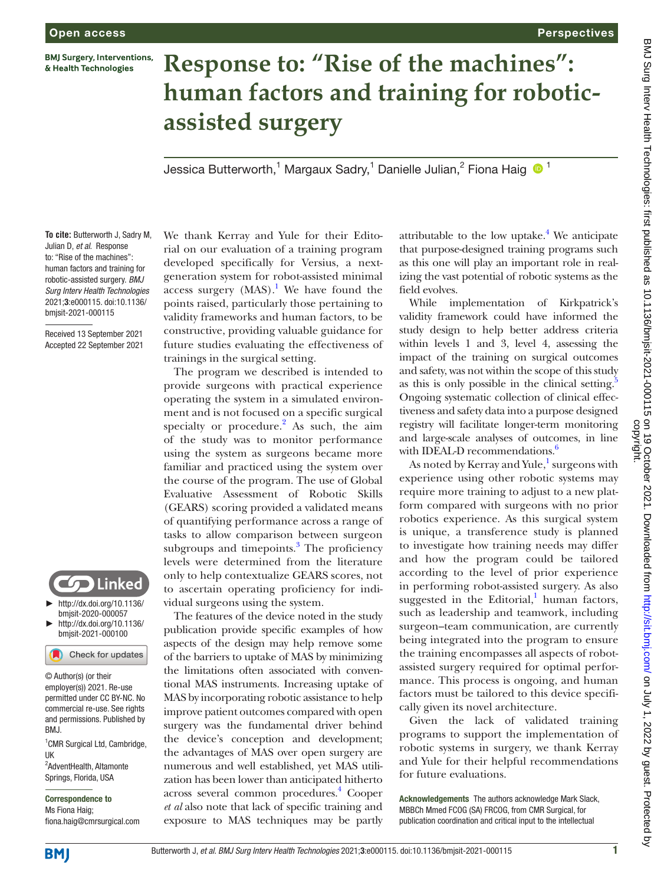Open access

Perspectives

# Response to: "Rise of the machines": human factors and training for robotic-assisted surgery

Jessica Butterworth,[1] Margaux Sadry,[1] Danielle Julian,[2] Fiona Haig[1]

**To cite:** Butterworth J, Sadry M, Julian D, *et al*. Response to: "Rise of the machines": human factors and training for robotic-assisted surgery. *BMJ Surg Interv Health Technologies* 2021;**3**:e000115. doi:10.1136/bmjsit-2021-000115

Received 13 September 2021
Accepted 22 September 2021

► http://dx.doi.org/10.1136/bmjsit-2020-000057
► http://dx.doi.org/10.1136/bmjsit-2021-000100

© Author(s) (or their employer(s)) 2021. Re-use permitted under CC BY-NC. No commercial re-use. See rights and permissions. Published by BMJ.

[1]CMR Surgical Ltd, Cambridge, UK
[2]AdventHealth, Altamonte Springs, Florida, USA

**Correspondence to**
Ms Fiona Haig;
fiona.haig@cmrsurgical.com

We thank Kerray and Yule for their Editorial on our evaluation of a training program developed specifically for Versius, a next-generation system for robot-assisted minimal access surgery (MAS).[1] We have found the points raised, particularly those pertaining to validity frameworks and human factors, to be constructive, providing valuable guidance for future studies evaluating the effectiveness of trainings in the surgical setting.

The program we described is intended to provide surgeons with practical experience operating the system in a simulated environment and is not focused on a specific surgical specialty or procedure.[2] As such, the aim of the study was to monitor performance using the system as surgeons became more familiar and practiced using the system over the course of the program. The use of Global Evaluative Assessment of Robotic Skills (GEARS) scoring provided a validated means of quantifying performance across a range of tasks to allow comparison between surgeon subgroups and timepoints.[3] The proficiency levels were determined from the literature only to help contextualize GEARS scores, not to ascertain operating proficiency for individual surgeons using the system.

The features of the device noted in the study publication provide specific examples of how aspects of the design may help remove some of the barriers to uptake of MAS by minimizing the limitations often associated with conventional MAS instruments. Increasing uptake of MAS by incorporating robotic assistance to help improve patient outcomes compared with open surgery was the fundamental driver behind the device's conception and development; the advantages of MAS over open surgery are numerous and well established, yet MAS utilization has been lower than anticipated hitherto across several common procedures.[4] Cooper *et al* also note that lack of specific training and exposure to MAS techniques may be partly attributable to the low uptake.[4] We anticipate that purpose-designed training programs such as this one will play an important role in realizing the vast potential of robotic systems as the field evolves.

While implementation of Kirkpatrick's validity framework could have informed the study design to help better address criteria within levels 1 and 3, level 4, assessing the impact of the training on surgical outcomes and safety, was not within the scope of this study as this is only possible in the clinical setting.[5] Ongoing systematic collection of clinical effectiveness and safety data into a purpose designed registry will facilitate longer-term monitoring and large-scale analyses of outcomes, in line with IDEAL-D recommendations.[6]

As noted by Kerray and Yule,[1] surgeons with experience using other robotic systems may require more training to adjust to a new platform compared with surgeons with no prior robotics experience. As this surgical system is unique, a transference study is planned to investigate how training needs may differ and how the program could be tailored according to the level of prior experience in performing robot-assisted surgery. As also suggested in the Editorial,[1] human factors, such as leadership and teamwork, including surgeon–team communication, are currently being integrated into the program to ensure the training encompasses all aspects of robot-assisted surgery required for optimal performance. This process is ongoing, and human factors must be tailored to this device specifically given its novel architecture.

Given the lack of validated training programs to support the implementation of robotic systems in surgery, we thank Kerray and Yule for their helpful recommendations for future evaluations.

**Acknowledgements** The authors acknowledge Mark Slack, MBBCh Mmed FCOG (SA) FRCOG, from CMR Surgical, for publication coordination and critical input to the intellectual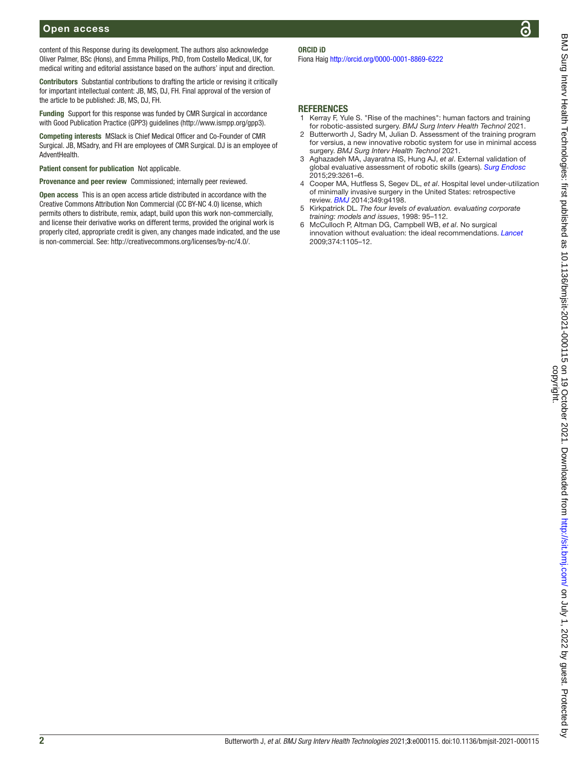content of this Response during its development. The authors also acknowledge Oliver Palmer, BSc (Hons), and Emma Phillips, PhD, from Costello Medical, UK, for medical writing and editorial assistance based on the authors' input and direction.

**Contributors** Substantial contributions to drafting the article or revising it critically for important intellectual content: JB, MS, DJ, FH. Final approval of the version of the article to be published: JB, MS, DJ, FH.

**Funding** Support for this response was funded by CMR Surgical in accordance with Good Publication Practice (GPP3) guidelines (http://www.ismpp.org/gpp3).

**Competing interests** MSlack is Chief Medical Officer and Co-Founder of CMR Surgical. JB, MSadry, and FH are employees of CMR Surgical. DJ is an employee of AdventHealth.

**Patient consent for publication** Not applicable.

**Provenance and peer review** Commissioned; internally peer reviewed.

**Open access** This is an open access article distributed in accordance with the Creative Commons Attribution Non Commercial (CC BY-NC 4.0) license, which permits others to distribute, remix, adapt, build upon this work non-commercially, and license their derivative works on different terms, provided the original work is properly cited, appropriate credit is given, any changes made indicated, and the use is non-commercial. See: http://creativecommons.org/licenses/by-nc/4.0/.

**ORCID iD**

Fiona Haig http://orcid.org/0000-0001-8869-6222

## REFERENCES

1. Kerray F, Yule S. "Rise of the machines": human factors and training for robotic-assisted surgery. *BMJ Surg Interv Health Technol* 2021.
2. Butterworth J, Sadry M, Julian D. Assessment of the training program for versius, a new innovative robotic system for use in minimal access surgery. *BMJ Surg Interv Health Technol* 2021.
3. Aghazadeh MA, Jayaratna IS, Hung AJ, *et al*. External validation of global evaluative assessment of robotic skills (gears). *Surg Endosc* 2015;29:3261–6.
4. Cooper MA, Hutfless S, Segev DL, *et al*. Hospital level under-utilization of minimally invasive surgery in the United States: retrospective review. *BMJ* 2014;349:g4198.
5. Kirkpatrick DL. *The four levels of evaluation. evaluating corporate training: models and issues*, 1998: 95–112.
6. McCulloch P, Altman DG, Campbell WB, *et al*. No surgical innovation without evaluation: the ideal recommendations. *Lancet* 2009;374:1105–12.